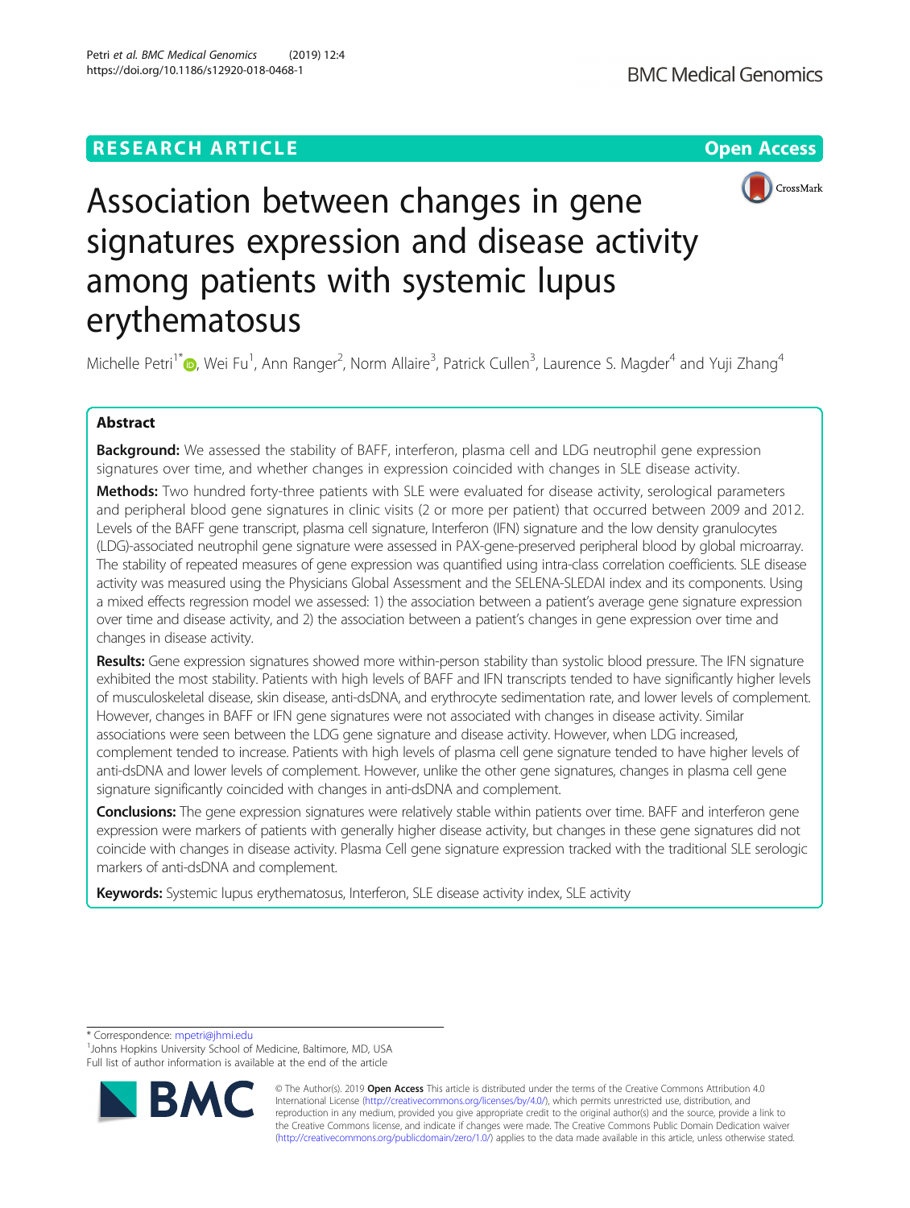RESEARCH ARTICLE

Open Access

# Association between changes in gene signatures expression and disease activity among patients with systemic lupus erythematosus

Michelle Petri[1*], Wei Fu[1], Ann Ranger[2], Norm Allaire[3], Patrick Cullen[3], Laurence S. Magder[4] and Yuji Zhang[4]

## Abstract

**Background:** We assessed the stability of BAFF, interferon, plasma cell and LDG neutrophil gene expression signatures over time, and whether changes in expression coincided with changes in SLE disease activity.

**Methods:** Two hundred forty-three patients with SLE were evaluated for disease activity, serological parameters and peripheral blood gene signatures in clinic visits (2 or more per patient) that occurred between 2009 and 2012. Levels of the BAFF gene transcript, plasma cell signature, Interferon (IFN) signature and the low density granulocytes (LDG)-associated neutrophil gene signature were assessed in PAX-gene-preserved peripheral blood by global microarray. The stability of repeated measures of gene expression was quantified using intra-class correlation coefficients. SLE disease activity was measured using the Physicians Global Assessment and the SELENA-SLEDAI index and its components. Using a mixed effects regression model we assessed: 1) the association between a patient's average gene signature expression over time and disease activity, and 2) the association between a patient's changes in gene expression over time and changes in disease activity.

**Results:** Gene expression signatures showed more within-person stability than systolic blood pressure. The IFN signature exhibited the most stability. Patients with high levels of BAFF and IFN transcripts tended to have significantly higher levels of musculoskeletal disease, skin disease, anti-dsDNA, and erythrocyte sedimentation rate, and lower levels of complement. However, changes in BAFF or IFN gene signatures were not associated with changes in disease activity. Similar associations were seen between the LDG gene signature and disease activity. However, when LDG increased, complement tended to increase. Patients with high levels of plasma cell gene signature tended to have higher levels of anti-dsDNA and lower levels of complement. However, unlike the other gene signatures, changes in plasma cell gene signature significantly coincided with changes in anti-dsDNA and complement.

**Conclusions:** The gene expression signatures were relatively stable within patients over time. BAFF and interferon gene expression were markers of patients with generally higher disease activity, but changes in these gene signatures did not coincide with changes in disease activity. Plasma Cell gene signature expression tracked with the traditional SLE serologic markers of anti-dsDNA and complement.

**Keywords:** Systemic lupus erythematosus, Interferon, SLE disease activity index, SLE activity

\* Correspondence: mpetri@jhmi.edu
[1]Johns Hopkins University School of Medicine, Baltimore, MD, USA
Full list of author information is available at the end of the article

© The Author(s). 2019 **Open Access** This article is distributed under the terms of the Creative Commons Attribution 4.0 International License (http://creativecommons.org/licenses/by/4.0/), which permits unrestricted use, distribution, and reproduction in any medium, provided you give appropriate credit to the original author(s) and the source, provide a link to the Creative Commons license, and indicate if changes were made. The Creative Commons Public Domain Dedication waiver (http://creativecommons.org/publicdomain/zero/1.0/) applies to the data made available in this article, unless otherwise stated.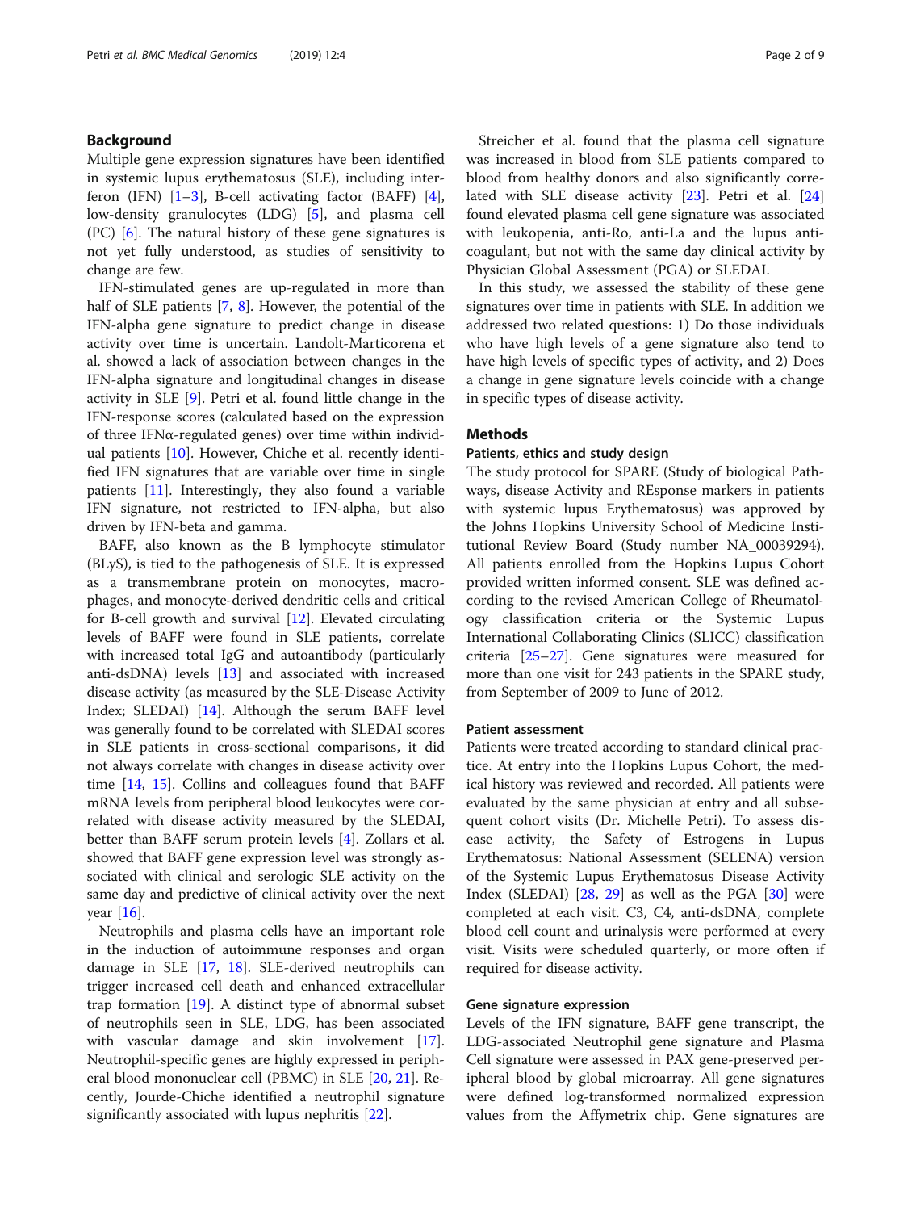## Background

Multiple gene expression signatures have been identified in systemic lupus erythematosus (SLE), including interferon (IFN) [1–3], B-cell activating factor (BAFF) [4], low-density granulocytes (LDG) [5], and plasma cell (PC) [6]. The natural history of these gene signatures is not yet fully understood, as studies of sensitivity to change are few.

IFN-stimulated genes are up-regulated in more than half of SLE patients [7, 8]. However, the potential of the IFN-alpha gene signature to predict change in disease activity over time is uncertain. Landolt-Marticorena et al. showed a lack of association between changes in the IFN-alpha signature and longitudinal changes in disease activity in SLE [9]. Petri et al. found little change in the IFN-response scores (calculated based on the expression of three IFNα-regulated genes) over time within individual patients [10]. However, Chiche et al. recently identified IFN signatures that are variable over time in single patients [11]. Interestingly, they also found a variable IFN signature, not restricted to IFN-alpha, but also driven by IFN-beta and gamma.

BAFF, also known as the B lymphocyte stimulator (BLyS), is tied to the pathogenesis of SLE. It is expressed as a transmembrane protein on monocytes, macrophages, and monocyte-derived dendritic cells and critical for B-cell growth and survival [12]. Elevated circulating levels of BAFF were found in SLE patients, correlate with increased total IgG and autoantibody (particularly anti-dsDNA) levels [13] and associated with increased disease activity (as measured by the SLE-Disease Activity Index; SLEDAI) [14]. Although the serum BAFF level was generally found to be correlated with SLEDAI scores in SLE patients in cross-sectional comparisons, it did not always correlate with changes in disease activity over time [14, 15]. Collins and colleagues found that BAFF mRNA levels from peripheral blood leukocytes were correlated with disease activity measured by the SLEDAI, better than BAFF serum protein levels [4]. Zollars et al. showed that BAFF gene expression level was strongly associated with clinical and serologic SLE activity on the same day and predictive of clinical activity over the next year [16].

Neutrophils and plasma cells have an important role in the induction of autoimmune responses and organ damage in SLE [17, 18]. SLE-derived neutrophils can trigger increased cell death and enhanced extracellular trap formation [19]. A distinct type of abnormal subset of neutrophils seen in SLE, LDG, has been associated with vascular damage and skin involvement [17]. Neutrophil-specific genes are highly expressed in peripheral blood mononuclear cell (PBMC) in SLE [20, 21]. Recently, Jourde-Chiche identified a neutrophil signature significantly associated with lupus nephritis [22].

Streicher et al. found that the plasma cell signature was increased in blood from SLE patients compared to blood from healthy donors and also significantly correlated with SLE disease activity [23]. Petri et al. [24] found elevated plasma cell gene signature was associated with leukopenia, anti-Ro, anti-La and the lupus anticoagulant, but not with the same day clinical activity by Physician Global Assessment (PGA) or SLEDAI.

In this study, we assessed the stability of these gene signatures over time in patients with SLE. In addition we addressed two related questions: 1) Do those individuals who have high levels of a gene signature also tend to have high levels of specific types of activity, and 2) Does a change in gene signature levels coincide with a change in specific types of disease activity.

## Methods

### Patients, ethics and study design

The study protocol for SPARE (Study of biological Pathways, disease Activity and REsponse markers in patients with systemic lupus Erythematosus) was approved by the Johns Hopkins University School of Medicine Institutional Review Board (Study number NA_00039294). All patients enrolled from the Hopkins Lupus Cohort provided written informed consent. SLE was defined according to the revised American College of Rheumatology classification criteria or the Systemic Lupus International Collaborating Clinics (SLICC) classification criteria [25–27]. Gene signatures were measured for more than one visit for 243 patients in the SPARE study, from September of 2009 to June of 2012.

### Patient assessment

Patients were treated according to standard clinical practice. At entry into the Hopkins Lupus Cohort, the medical history was reviewed and recorded. All patients were evaluated by the same physician at entry and all subsequent cohort visits (Dr. Michelle Petri). To assess disease activity, the Safety of Estrogens in Lupus Erythematosus: National Assessment (SELENA) version of the Systemic Lupus Erythematosus Disease Activity Index (SLEDAI) [28, 29] as well as the PGA [30] were completed at each visit. C3, C4, anti-dsDNA, complete blood cell count and urinalysis were performed at every visit. Visits were scheduled quarterly, or more often if required for disease activity.

### Gene signature expression

Levels of the IFN signature, BAFF gene transcript, the LDG-associated Neutrophil gene signature and Plasma Cell signature were assessed in PAX gene-preserved peripheral blood by global microarray. All gene signatures were defined log-transformed normalized expression values from the Affymetrix chip. Gene signatures are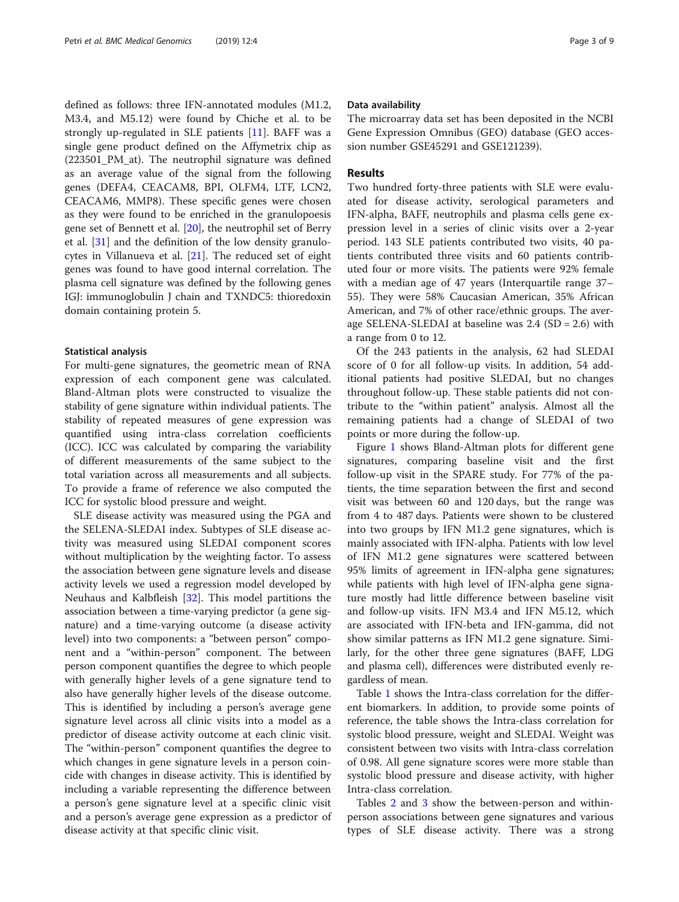defined as follows: three IFN-annotated modules (M1.2, M3.4, and M5.12) were found by Chiche et al. to be strongly up-regulated in SLE patients [11]. BAFF was a single gene product defined on the Affymetrix chip as (223501_PM_at). The neutrophil signature was defined as an average value of the signal from the following genes (DEFA4, CEACAM8, BPI, OLFM4, LTF, LCN2, CEACAM6, MMP8). These specific genes were chosen as they were found to be enriched in the granulopoesis gene set of Bennett et al. [20], the neutrophil set of Berry et al. [31] and the definition of the low density granulocytes in Villanueva et al. [21]. The reduced set of eight genes was found to have good internal correlation. The plasma cell signature was defined by the following genes IGJ: immunoglobulin J chain and TXNDC5: thioredoxin domain containing protein 5.

### Statistical analysis

For multi-gene signatures, the geometric mean of RNA expression of each component gene was calculated. Bland-Altman plots were constructed to visualize the stability of gene signature within individual patients. The stability of repeated measures of gene expression was quantified using intra-class correlation coefficients (ICC). ICC was calculated by comparing the variability of different measurements of the same subject to the total variation across all measurements and all subjects. To provide a frame of reference we also computed the ICC for systolic blood pressure and weight.

SLE disease activity was measured using the PGA and the SELENA-SLEDAI index. Subtypes of SLE disease activity was measured using SLEDAI component scores without multiplication by the weighting factor. To assess the association between gene signature levels and disease activity levels we used a regression model developed by Neuhaus and Kalbfleish [32]. This model partitions the association between a time-varying predictor (a gene signature) and a time-varying outcome (a disease activity level) into two components: a "between person" component and a "within-person" component. The between person component quantifies the degree to which people with generally higher levels of a gene signature tend to also have generally higher levels of the disease outcome. This is identified by including a person's average gene signature level across all clinic visits into a model as a predictor of disease activity outcome at each clinic visit. The "within-person" component quantifies the degree to which changes in gene signature levels in a person coincide with changes in disease activity. This is identified by including a variable representing the difference between a person's gene signature level at a specific clinic visit and a person's average gene expression as a predictor of disease activity at that specific clinic visit.

### Data availability

The microarray data set has been deposited in the NCBI Gene Expression Omnibus (GEO) database (GEO accession number GSE45291 and GSE121239).

## Results

Two hundred forty-three patients with SLE were evaluated for disease activity, serological parameters and IFN-alpha, BAFF, neutrophils and plasma cells gene expression level in a series of clinic visits over a 2-year period. 143 SLE patients contributed two visits, 40 patients contributed three visits and 60 patients contributed four or more visits. The patients were 92% female with a median age of 47 years (Interquartile range 37–55). They were 58% Caucasian American, 35% African American, and 7% of other race/ethnic groups. The average SELENA-SLEDAI at baseline was 2.4 (SD = 2.6) with a range from 0 to 12.

Of the 243 patients in the analysis, 62 had SLEDAI score of 0 for all follow-up visits. In addition, 54 additional patients had positive SLEDAI, but no changes throughout follow-up. These stable patients did not contribute to the "within patient" analysis. Almost all the remaining patients had a change of SLEDAI of two points or more during the follow-up.

Figure 1 shows Bland-Altman plots for different gene signatures, comparing baseline visit and the first follow-up visit in the SPARE study. For 77% of the patients, the time separation between the first and second visit was between 60 and 120 days, but the range was from 4 to 487 days. Patients were shown to be clustered into two groups by IFN M1.2 gene signatures, which is mainly associated with IFN-alpha. Patients with low level of IFN M1.2 gene signatures were scattered between 95% limits of agreement in IFN-alpha gene signatures; while patients with high level of IFN-alpha gene signature mostly had little difference between baseline visit and follow-up visits. IFN M3.4 and IFN M5.12, which are associated with IFN-beta and IFN-gamma, did not show similar patterns as IFN M1.2 gene signature. Similarly, for the other three gene signatures (BAFF, LDG and plasma cell), differences were distributed evenly regardless of mean.

Table 1 shows the Intra-class correlation for the different biomarkers. In addition, to provide some points of reference, the table shows the Intra-class correlation for systolic blood pressure, weight and SLEDAI. Weight was consistent between two visits with Intra-class correlation of 0.98. All gene signature scores were more stable than systolic blood pressure and disease activity, with higher Intra-class correlation.

Tables 2 and 3 show the between-person and within-person associations between gene signatures and various types of SLE disease activity. There was a strong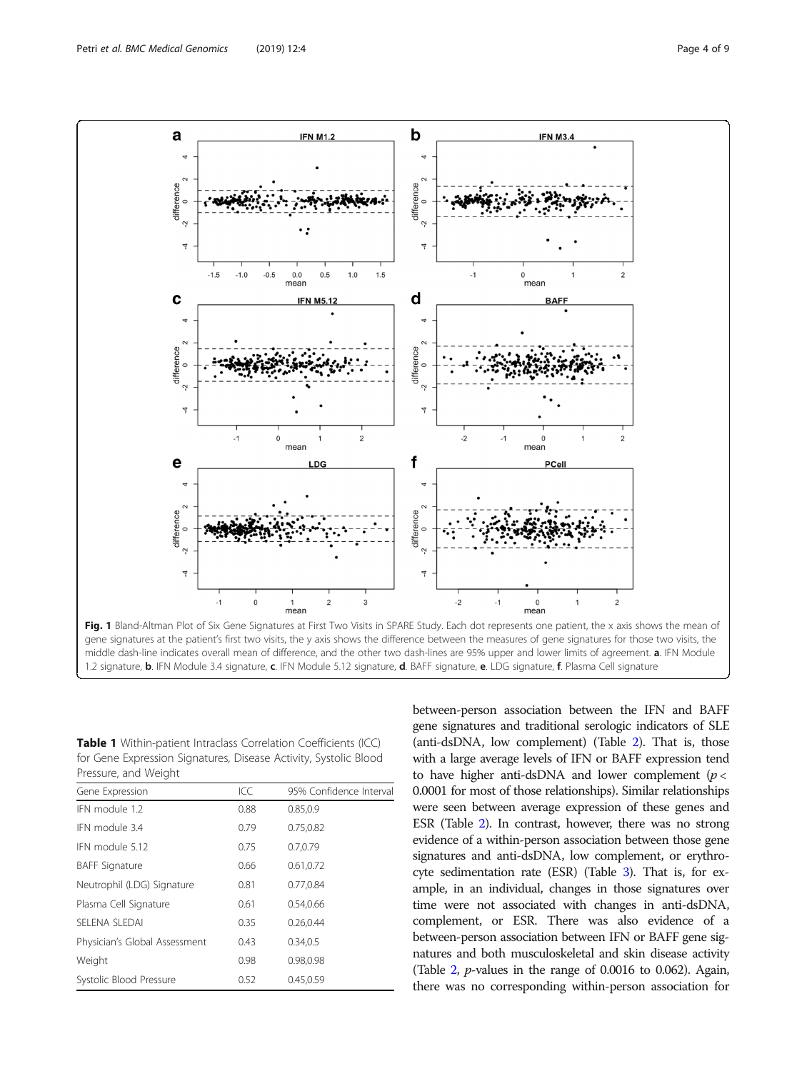**Fig. 1** Bland-Altman Plot of Six Gene Signatures at First Two Visits in SPARE Study. Each dot represents one patient, the x axis shows the mean of gene signatures at the patient's first two visits, the y axis shows the difference between the measures of gene signatures for those two visits, the middle dash-line indicates overall mean of difference, and the other two dash-lines are 95% upper and lower limits of agreement. **a**. IFN Module 1.2 signature, **b**. IFN Module 3.4 signature, **c**. IFN Module 5.12 signature, **d**. BAFF signature, **e**. LDG signature, **f**. Plasma Cell signature

**Table 1** Within-patient Intraclass Correlation Coefficients (ICC) for Gene Expression Signatures, Disease Activity, Systolic Blood Pressure, and Weight

| Gene Expression | ICC | 95% Confidence Interval |
|---|---|---|
| IFN module 1.2 | 0.88 | 0.85,0.9 |
| IFN module 3.4 | 0.79 | 0.75,0.82 |
| IFN module 5.12 | 0.75 | 0.7,0.79 |
| BAFF Signature | 0.66 | 0.61,0.72 |
| Neutrophil (LDG) Signature | 0.81 | 0.77,0.84 |
| Plasma Cell Signature | 0.61 | 0.54,0.66 |
| SELENA SLEDAI | 0.35 | 0.26,0.44 |
| Physician's Global Assessment | 0.43 | 0.34,0.5 |
| Weight | 0.98 | 0.98,0.98 |
| Systolic Blood Pressure | 0.52 | 0.45,0.59 |

between-person association between the IFN and BAFF gene signatures and traditional serologic indicators of SLE (anti-dsDNA, low complement) (Table 2). That is, those with a large average levels of IFN or BAFF expression tend to have higher anti-dsDNA and lower complement ($p < 0.0001$ for most of those relationships). Similar relationships were seen between average expression of these genes and ESR (Table 2). In contrast, however, there was no strong evidence of a within-person association between those gene signatures and anti-dsDNA, low complement, or erythrocyte sedimentation rate (ESR) (Table 3). That is, for example, in an individual, changes in those signatures over time were not associated with changes in anti-dsDNA, complement, or ESR. There was also evidence of a between-person association between IFN or BAFF gene signatures and both musculoskeletal and skin disease activity (Table 2, $p$-values in the range of 0.0016 to 0.062). Again, there was no corresponding within-person association for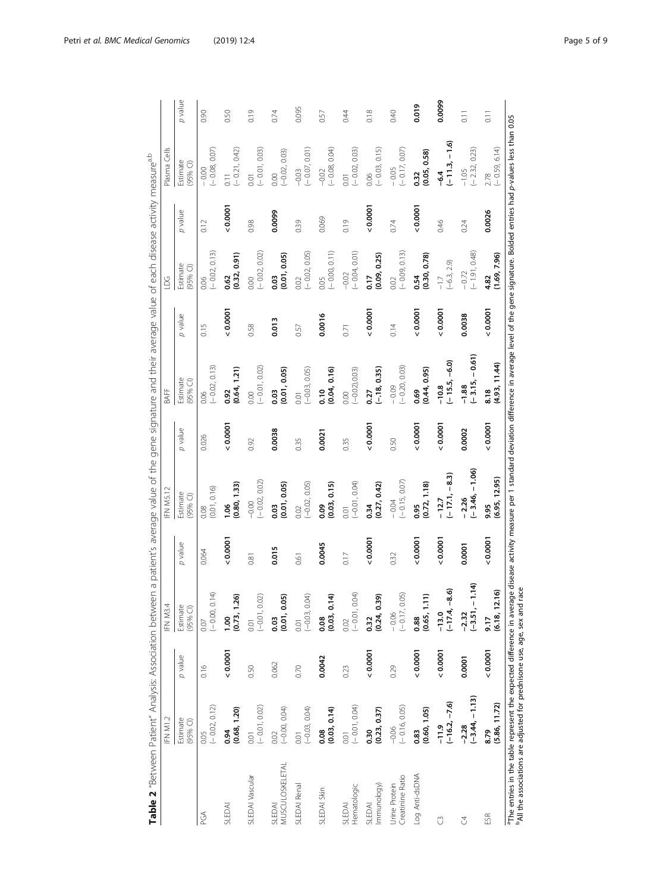**Table 2** "Between Patient" Analysis: Association between a patient's average value of the gene signature and their average value of each disease activity measure[a,b]

| | IFN M1.2 | | IFN M3.4 | | IFN M5.12 | | BAFF | | LDG | | Plasma Cells | |
|---|---|---|---|---|---|---|---|---|---|---|---|---|
| | Estimate (95% CI) | p value | Estimate (95% CI) | p value | Estimate (95% CI) | p value | Estimate (95% CI) | p value | Estimate (95% CI) | p value | Estimate (95% CI) | p value |
| PGA | 0.05 (− 0.02, 0.12) | 0.16 | 0.07 (−0.00, 0.14) | 0.064 | 0.08 (0.01, 0.16) | 0.026 | 0.06 (− 0.02, 0.13) | 0.15 | 0.06 (− 0.02, 0.13) | 0.12 | − 0.00 (− 0.08, 0.07) | 0.90 |
| SLEDAI | **0.94 (0.68, 1.20)** | **< 0.0001** | **1.00 (0.73, 1.26)** | **< 0.0001** | **1.06 (0.80, 1.33)** | **< 0.0001** | **0.92 (0.64, 1.21)** | **< 0.0001** | **0.62 (0.32, 0.91)** | **< 0.0001** | 0.11 (− 0.21, 042) | 0.50 |
| SLEDAI Vascular | 0.01 (− 0.01, 0.02) | 0.50 | 0.01 (−0.01, 0.02) | 0.81 | −0.00 (− 0.02, 0.02) | 0.92 | 0.00 (− 0.01, 0.02) | 0.58 | 0.00 (− 0.02, 0.02) | 0.98 | 0.01 (− 0.01, 0.03) | 0.19 |
| SLEDAI MUSCULOSKELETAL | 0.02 (−0.00, 0.04) | 0.062 | **0.03 (0.01, 0.05)** | **0.015** | **0.03 (0.01, 0.05)** | **0.0038** | **0.03 (0.01, 0.05)** | **0.013** | **0.03 (0.01, 0.05)** | **0.0099** | 0.00 (−0.02, 0.03) | 0.74 |
| SLEDAI Renal | 0.01 (−0.03, 0.04) | 0.70 | 0.01 (−0.03, 0.04) | 0.61 | 0.02 (−0.02, 0.05) | 0.35 | 0.01 (−0.03, 0.05) | 0.57 | 0.02 (− 0.02, 0.05) | 0.39 | −0.03 (− 0.07, 0.01) | 0.095 |
| SLEDAI Skin | **0.08 (0.03, 0.14)** | **0.0042** | **0.08 (0.03, 0.14)** | **0.0045** | **0.09 (0.03, 0.15)** | **0.0021** | **0.10 (0.04, 0.16)** | **0.0016** | 0.05 (− 0.00, 0.11) | 0.069 | −0.02 (− 0.08, 0.04) | 0.57 |
| SLEDAI Hematologic | 0.01 (− 0.01, 0.04) | 0.23 | 0.02 (− 0.01, 0.04) | 0.17 | 0.01 (−0.01, 0.04) | 0.35 | 0.00 (−0.02,0.03) | 0.71 | −0.02 (− 0.04, 0.01) | 0.19 | 0.01 (− 0.02, 0.03) | 0.44 |
| SLEDAI Immunology) | **0.30 (0.23, 0.37)** | **< 0.0001** | **0.32 (0.24, 0.39)** | **< 0.0001** | **0.34 (0.27, 0.42)** | **< 0.0001** | **0.27 (−.18, 0.35)** | **< 0.0001** | **0.17 (0.09, 0.25)** | **< 0.0001** | 0.06 (− 0.03, 0.15) | 0.18 |
| Urine Protein Creatinine Ratio | −0.06 (− 0.16, 0.05) | 0.29 | − 0.06 (− 0.17, 0.05) | 0.32 | − 0.04 (− 0.15, 0.07) | 0.50 | − 0.09 (− 0.20, 0.03) | 0.14 | 0.02 (− 0.09, 0.13) | 0.74 | − 0.05 (− 0.17, 0.07) | 0.40 |
| Log Anti-dsDNA | **0.83 (0.60, 1.05)** | **< 0.0001** | **0.88 (0.65, 1.11)** | **< 0.0001** | **0.95 (0.72, 1.18)** | **< 0.0001** | **0.69 (0.44, 0.95)** | **< 0.0001** | **0.54 (0.30, 0.78)** | **< 0.0001** | **0.32 (0.05, 0.58)** | **0.019** |
| C3 | **−11.9 (−16.2, −7.6)** | **< 0.0001** | **−13.0 (−17.4, −8.6)** | **< 0.0001** | **− 12.7 (− 17.1, − 8.3)** | **< 0.0001** | **−10.8 (− 15.5, −6.0)** | **< 0.0001** | −1.7 (−6.3, 2.9) | 0.46 | **−6.4 (− 11.3, − 1.6)** | **0.0099** |
| C4 | **−2.28 (−3.44, − 1.13)** | **0.0001** | **−2.32 (−3.51, − 1.14)** | **0.0001** | **− 2.26 (− 3.46, − 1.06)** | **0.0002** | **−1.88 (− 3.15, − 0.61)** | **0.0038** | −0.72 (− 1.91, 0.48) | 0.24 | −1.05 (− 2.32, 0.23) | 0.11 |
| ESR | **8.79 (5.86, 11.72)** | **< 0.0001** | **9.17 (6.18, 12.16)** | **< 0.0001** | **9.95 (6.95, 12.95)** | **< 0.0001** | **8.18 (4.93, 11.44)** | **< 0.0001** | **4.82 (1.69, 7.96)** | **0.0026** | 2.78 (− 0.59, 6.14) | 0.11 |

[a]The entries in the table represent the expected difference in average disease activity measure per 1 standard deviation difference in average level of the gene signature. Bolded entries had p-values less than 0.05
[b]All the associations are adjusted for prednisone use, age, sex and race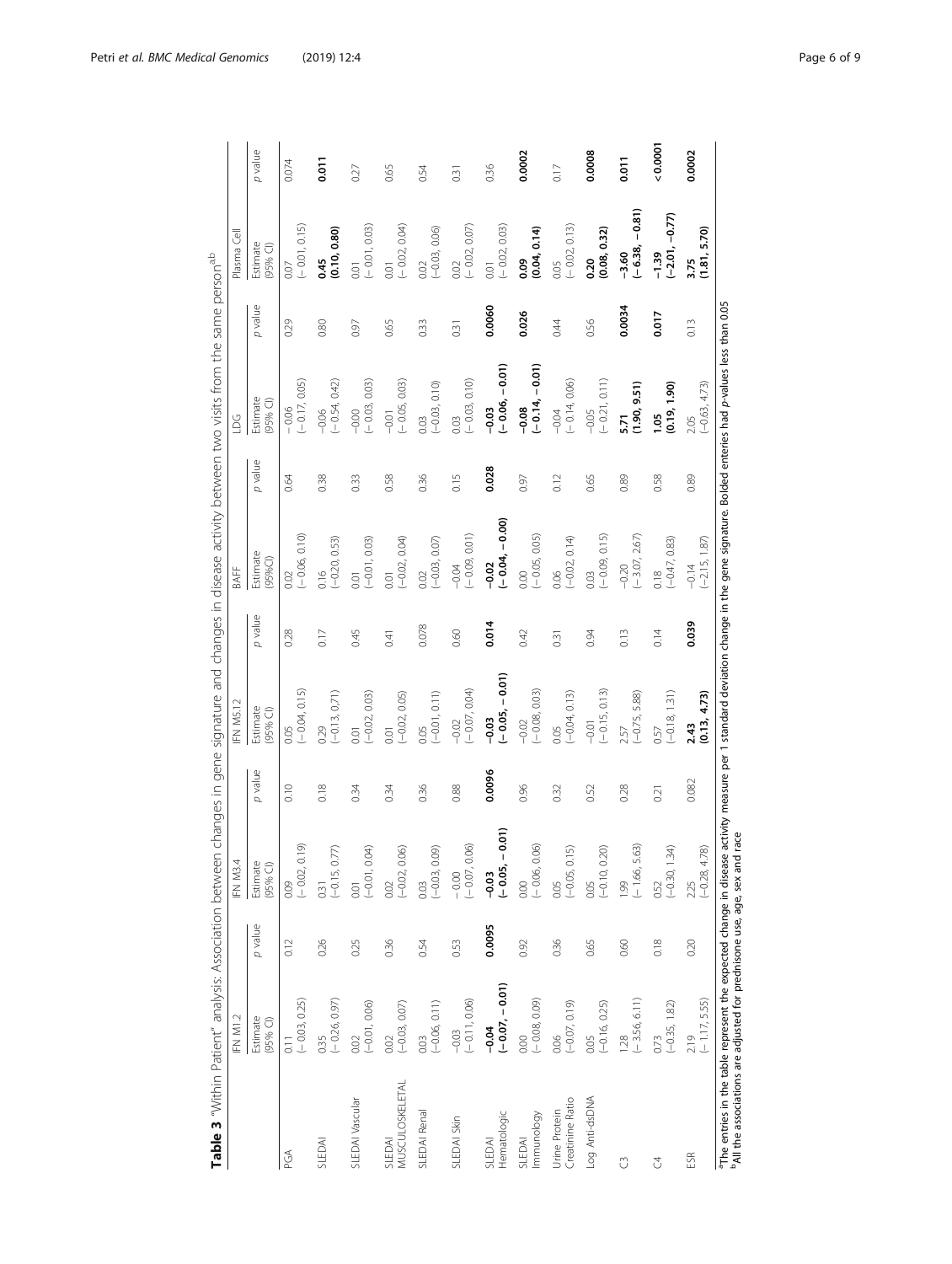**Table 3** "Within Patient" analysis: Association between changes in gene signature and changes in disease activity between two visits from the same person[a,b]

| | IFN M1.2 | | IFN M3.4 | | IFN M5.12 | | BAFF | | LDG | | Plasma Cell | |
|---|---|---|---|---|---|---|---|---|---|---|---|---|
| | Estimate (95% CI) | p value | Estimate (95% CI) | p value | Estimate (95% CI) | p value | Estimate (95%CI) | p value | Estimate (95% CI) | p value | Estimate (95% CI) | p value |
| PGA | 0.11 (−0.03, 0.25) | 0.12 | 0.09 (−0.02, 0.19) | 0.10 | 0.05 (−0.04, 0.15) | 0.28 | 0.02 (−0.06, 0.10) | 0.64 | −0.06 (−0.17, 0.05) | 0.29 | 0.07 (−0.01, 0.15) | 0.074 |
| SLEDAI | 0.35 (−0.26, 0.97) | 0.26 | 0.31 (−0.15, 0.77) | 0.18 | 0.29 (−0.13, 0.71) | 0.17 | 0.16 (−0.20, 0.53) | 0.38 | −0.06 (−0.54, 0.42) | 0.80 | **0.45 (0.10, 0.80)** | **0.011** |
| SLEDAI Vascular | 0.02 (−0.01, 0.06) | 0.25 | 0.01 (−0.01, 0.04) | 0.34 | 0.01 (−0.02, 0.03) | 0.45 | 0.01 (−0.01, 0.03) | 0.33 | −0.00 (−0.03, 0.03) | 0.97 | 0.01 (−0.01, 0.03) | 0.27 |
| SLEDAI MUSCULOSKELETAL | 0.02 (−0.03, 0.07) | 0.36 | 0.02 (−0.02, 0.06) | 0.34 | 0.01 (−0.02, 0.05) | 0.41 | 0.01 (−0.02, 0.04) | 0.58 | −0.01 (−0.05, 0.03) | 0.65 | 0.01 (−0.02, 0.04) | 0.65 |
| SLEDAI Renal | 0.03 (−0.06, 0.11) | 0.54 | 0.03 (−0.03, 0.09) | 0.36 | 0.05 (−0.01, 0.11) | 0.078 | 0.02 (−0.03, 0.07) | 0.36 | 0.03 (−0.03, 0.10) | 0.33 | 0.02 (−0.03, 0.06) | 0.54 |
| SLEDAI Skin | −0.03 (−0.11, 0.06) | 0.53 | −0.00 (−0.07, 0.06) | 0.88 | −0.02 (−0.07, 0.04) | 0.60 | −0.04 (−0.09, 0.01) | 0.15 | 0.03 (−0.03, 0.10) | 0.31 | 0.02 (−0.02, 0.07) | 0.31 |
| SLEDAI Hematologic | **−0.04 (−0.07, −0.01)** | **0.0095** | **−0.03 (−0.05, −0.01)** | **0.0096** | **−0.03 (−0.05, −0.01)** | **0.014** | **−0.02 (−0.04, −0.00)** | **0.028** | **−0.03 (−0.06, −0.01)** | **0.0060** | 0.01 (−0.02, 0.03) | 0.36 |
| SLEDAI Immunology | 0.00 (−0.08, 0.09) | 0.92 | 0.00 (−0.06, 0.06) | 0.96 | −0.02 (−0.08, 0.03) | 0.42 | 0.00 (−0.05, 0.05) | 0.97 | **−0.08 (−0.14, −0.01)** | **0.026** | **0.09 (0.04, 0.14)** | **0.0002** |
| Urine Protein Creatinine Ratio | 0.06 (−0.07, 0.19) | 0.36 | 0.05 (−0.05, 0.15) | 0.32 | 0.05 (−0.04, 0.13) | 0.31 | 0.06 (−0.02, 0.14) | 0.12 | −0.04 (−0.14, 0.06) | 0.44 | 0.05 (−0.02, 0.13) | 0.17 |
| Log Anti-dsDNA | 0.05 (−0.16, 0.25) | 0.65 | 0.05 (−0.10, 0.20) | 0.52 | −0.01 (−0.15, 0.13) | 0.94 | 0.03 (−0.09, 0.15) | 0.65 | −0.05 (−0.21, 0.11) | 0.56 | **0.20 (0.08, 0.32)** | **0.0008** |
| C3 | 1.28 (−3.56, 6.11) | 0.60 | 1.99 (−1.66, 5.63) | 0.28 | 2.57 (−0.75, 5.88) | 0.13 | −0.20 (−3.07, 2.67) | 0.89 | **5.71 (1.90, 9.51)** | **0.0034** | **−3.60 (−6.38, −0.81)** | **0.011** |
| C4 | 0.73 (−0.35, 1.82) | 0.18 | 0.52 (−0.30, 1.34) | 0.21 | 0.57 (−0.18, 1.31) | 0.14 | 0.18 (−0.47, 0.83) | 0.58 | **1.05 (0.19, 1.90)** | **0.017** | **−1.39 (−2.01, −0.77)** | **<0.0001** |
| ESR | 2.19 (−1.17, 5.55) | 0.20 | 2.25 (−0.28, 4.78) | 0.082 | **2.43 (0.13, 4.73)** | **0.039** | −0.14 (−2.15, 1.87) | 0.89 | 2.05 (−0.63, 4.73) | 0.13 | **3.75 (1.81, 5.70)** | **0.0002** |

[a]The entries in the table represent the expected change in disease activity measure per 1 standard deviation change in the gene signature. Bolded enteries had p-values less than 0.05

[b]All the associations are adjusted for prednisone use, age, sex and race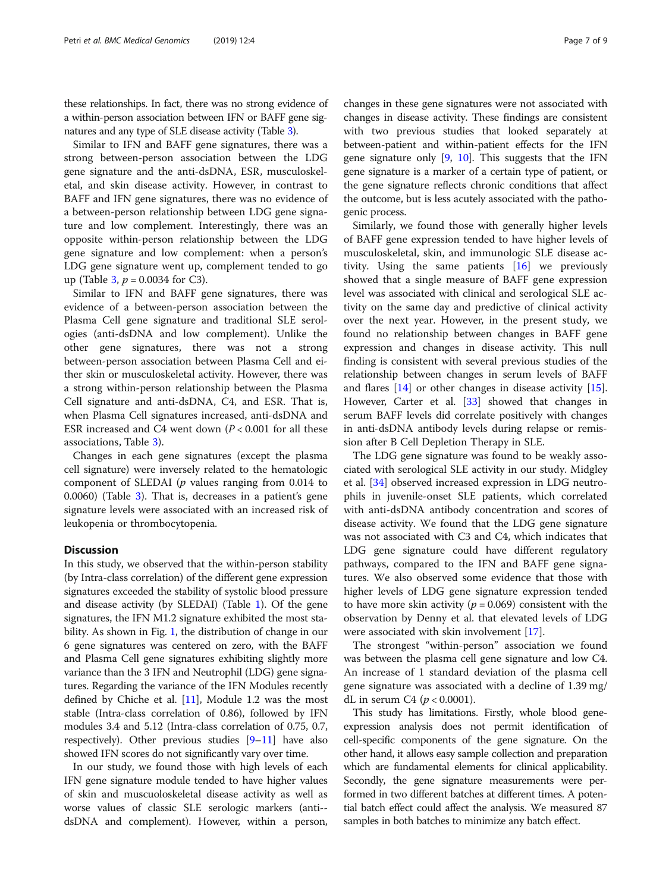these relationships. In fact, there was no strong evidence of a within-person association between IFN or BAFF gene signatures and any type of SLE disease activity (Table 3).

Similar to IFN and BAFF gene signatures, there was a strong between-person association between the LDG gene signature and the anti-dsDNA, ESR, musculoskeletal, and skin disease activity. However, in contrast to BAFF and IFN gene signatures, there was no evidence of a between-person relationship between LDG gene signature and low complement. Interestingly, there was an opposite within-person relationship between the LDG gene signature and low complement: when a person's LDG gene signature went up, complement tended to go up (Table 3, $p = 0.0034$ for C3).

Similar to IFN and BAFF gene signatures, there was evidence of a between-person association between the Plasma Cell gene signature and traditional SLE serologies (anti-dsDNA and low complement). Unlike the other gene signatures, there was not a strong between-person association between Plasma Cell and either skin or musculoskeletal activity. However, there was a strong within-person relationship between the Plasma Cell signature and anti-dsDNA, C4, and ESR. That is, when Plasma Cell signatures increased, anti-dsDNA and ESR increased and C4 went down ($P < 0.001$ for all these associations, Table 3).

Changes in each gene signatures (except the plasma cell signature) were inversely related to the hematologic component of SLEDAI ($p$ values ranging from 0.014 to 0.0060) (Table 3). That is, decreases in a patient's gene signature levels were associated with an increased risk of leukopenia or thrombocytopenia.

## Discussion

In this study, we observed that the within-person stability (by Intra-class correlation) of the different gene expression signatures exceeded the stability of systolic blood pressure and disease activity (by SLEDAI) (Table 1). Of the gene signatures, the IFN M1.2 signature exhibited the most stability. As shown in Fig. 1, the distribution of change in our 6 gene signatures was centered on zero, with the BAFF and Plasma Cell gene signatures exhibiting slightly more variance than the 3 IFN and Neutrophil (LDG) gene signatures. Regarding the variance of the IFN Modules recently defined by Chiche et al. [11], Module 1.2 was the most stable (Intra-class correlation of 0.86), followed by IFN modules 3.4 and 5.12 (Intra-class correlation of 0.75, 0.7, respectively). Other previous studies [9–11] have also showed IFN scores do not significantly vary over time.

In our study, we found those with high levels of each IFN gene signature module tended to have higher values of skin and muscuoloskeletal disease activity as well as worse values of classic SLE serologic markers (anti-dsDNA and complement). However, within a person, changes in these gene signatures were not associated with changes in disease activity. These findings are consistent with two previous studies that looked separately at between-patient and within-patient effects for the IFN gene signature only [9, 10]. This suggests that the IFN gene signature is a marker of a certain type of patient, or the gene signature reflects chronic conditions that affect the outcome, but is less acutely associated with the pathogenic process.

Similarly, we found those with generally higher levels of BAFF gene expression tended to have higher levels of musculoskeletal, skin, and immunologic SLE disease activity. Using the same patients [16] we previously showed that a single measure of BAFF gene expression level was associated with clinical and serological SLE activity on the same day and predictive of clinical activity over the next year. However, in the present study, we found no relationship between changes in BAFF gene expression and changes in disease activity. This null finding is consistent with several previous studies of the relationship between changes in serum levels of BAFF and flares [14] or other changes in disease activity [15]. However, Carter et al. [33] showed that changes in serum BAFF levels did correlate positively with changes in anti-dsDNA antibody levels during relapse or remission after B Cell Depletion Therapy in SLE.

The LDG gene signature was found to be weakly associated with serological SLE activity in our study. Midgley et al. [34] observed increased expression in LDG neutrophils in juvenile-onset SLE patients, which correlated with anti-dsDNA antibody concentration and scores of disease activity. We found that the LDG gene signature was not associated with C3 and C4, which indicates that LDG gene signature could have different regulatory pathways, compared to the IFN and BAFF gene signatures. We also observed some evidence that those with higher levels of LDG gene signature expression tended to have more skin activity ($p = 0.069$) consistent with the observation by Denny et al. that elevated levels of LDG were associated with skin involvement [17].

The strongest "within-person" association we found was between the plasma cell gene signature and low C4. An increase of 1 standard deviation of the plasma cell gene signature was associated with a decline of 1.39 mg/dL in serum C4 ($p < 0.0001$).

This study has limitations. Firstly, whole blood gene-expression analysis does not permit identification of cell-specific components of the gene signature. On the other hand, it allows easy sample collection and preparation which are fundamental elements for clinical applicability. Secondly, the gene signature measurements were performed in two different batches at different times. A potential batch effect could affect the analysis. We measured 87 samples in both batches to minimize any batch effect.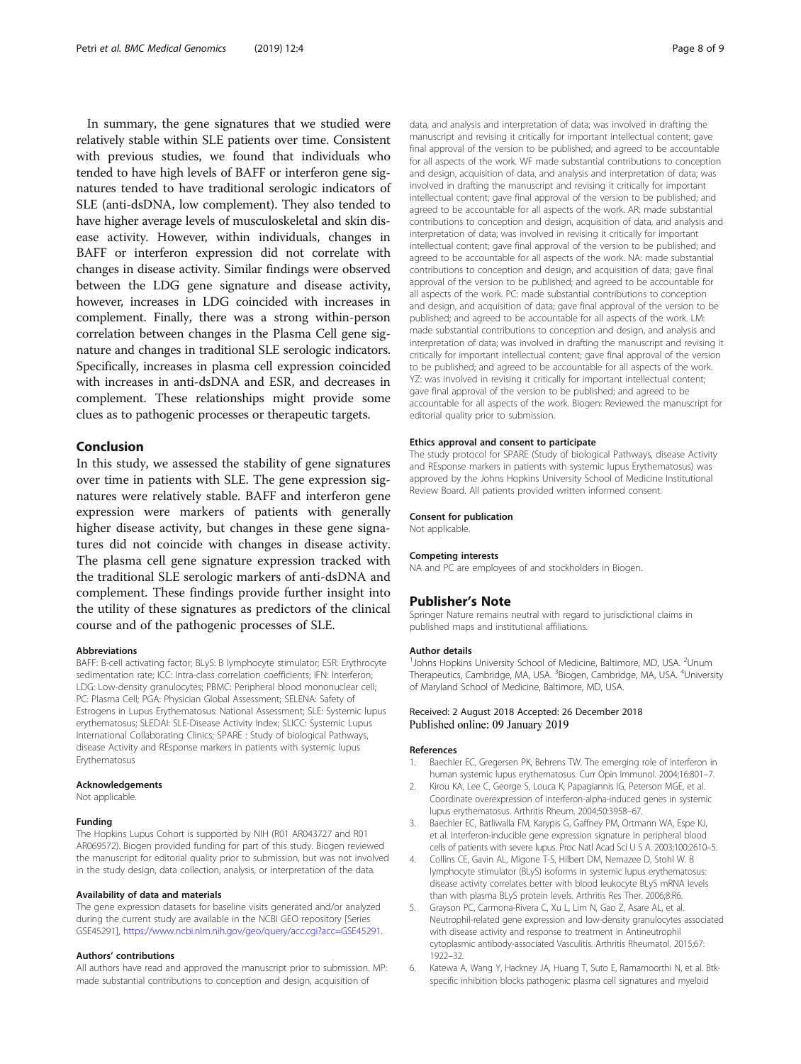In summary, the gene signatures that we studied were relatively stable within SLE patients over time. Consistent with previous studies, we found that individuals who tended to have high levels of BAFF or interferon gene signatures tended to have traditional serologic indicators of SLE (anti-dsDNA, low complement). They also tended to have higher average levels of musculoskeletal and skin disease activity. However, within individuals, changes in BAFF or interferon expression did not correlate with changes in disease activity. Similar findings were observed between the LDG gene signature and disease activity, however, increases in LDG coincided with increases in complement. Finally, there was a strong within-person correlation between changes in the Plasma Cell gene signature and changes in traditional SLE serologic indicators. Specifically, increases in plasma cell expression coincided with increases in anti-dsDNA and ESR, and decreases in complement. These relationships might provide some clues as to pathogenic processes or therapeutic targets.

## Conclusion

In this study, we assessed the stability of gene signatures over time in patients with SLE. The gene expression signatures were relatively stable. BAFF and interferon gene expression were markers of patients with generally higher disease activity, but changes in these gene signatures did not coincide with changes in disease activity. The plasma cell gene signature expression tracked with the traditional SLE serologic markers of anti-dsDNA and complement. These findings provide further insight into the utility of these signatures as predictors of the clinical course and of the pathogenic processes of SLE.

#### Abbreviations

BAFF: B-cell activating factor; BLyS: B lymphocyte stimulator; ESR: Erythrocyte sedimentation rate; ICC: Intra-class correlation coefficients; IFN: Interferon; LDG: Low-density granulocytes; PBMC: Peripheral blood mononuclear cell; PC: Plasma Cell; PGA: Physician Global Assessment; SELENA: Safety of Estrogens in Lupus Erythematosus: National Assessment; SLE: Systemic lupus erythematosus; SLEDAI: SLE-Disease Activity Index; SLICC: Systemic Lupus International Collaborating Clinics; SPARE : Study of biological Pathways, disease Activity and REsponse markers in patients with systemic lupus Erythematosus

#### Acknowledgements

Not applicable.

#### Funding

The Hopkins Lupus Cohort is supported by NIH (R01 AR043727 and R01 AR069572). Biogen provided funding for part of this study. Biogen reviewed the manuscript for editorial quality prior to submission, but was not involved in the study design, data collection, analysis, or interpretation of the data.

#### Availability of data and materials

The gene expression datasets for baseline visits generated and/or analyzed during the current study are available in the NCBI GEO repository [Series GSE45291], https://www.ncbi.nlm.nih.gov/geo/query/acc.cgi?acc=GSE45291.

#### Authors' contributions

All authors have read and approved the manuscript prior to submission. MP: made substantial contributions to conception and design, acquisition of data, and analysis and interpretation of data; was involved in drafting the manuscript and revising it critically for important intellectual content; gave final approval of the version to be published; and agreed to be accountable for all aspects of the work. WF made substantial contributions to conception and design, acquisition of data, and analysis and interpretation of data; was involved in drafting the manuscript and revising it critically for important intellectual content; gave final approval of the version to be published; and agreed to be accountable for all aspects of the work. AR: made substantial contributions to conception and design, acquisition of data, and analysis and interpretation of data; was involved in revising it critically for important intellectual content; gave final approval of the version to be published; and agreed to be accountable for all aspects of the work. NA: made substantial contributions to conception and design, and acquisition of data; gave final approval of the version to be published; and agreed to be accountable for all aspects of the work. PC: made substantial contributions to conception and design, and acquisition of data; gave final approval of the version to be published; and agreed to be accountable for all aspects of the work. LM: made substantial contributions to conception and design, and analysis and interpretation of data; was involved in drafting the manuscript and revising it critically for important intellectual content; gave final approval of the version to be published; and agreed to be accountable for all aspects of the work. YZ: was involved in revising it critically for important intellectual content; gave final approval of the version to be published; and agreed to be accountable for all aspects of the work. Biogen: Reviewed the manuscript for editorial quality prior to submission.

#### Ethics approval and consent to participate

The study protocol for SPARE (Study of biological Pathways, disease Activity and REsponse markers in patients with systemic lupus Erythematosus) was approved by the Johns Hopkins University School of Medicine Institutional Review Board. All patients provided written informed consent.

#### Consent for publication

Not applicable.

#### Competing interests

NA and PC are employees of and stockholders in Biogen.

## Publisher's Note

Springer Nature remains neutral with regard to jurisdictional claims in published maps and institutional affiliations.

#### Author details

[1]Johns Hopkins University School of Medicine, Baltimore, MD, USA. [2]Unum Therapeutics, Cambridge, MA, USA. [3]Biogen, Cambridge, MA, USA. [4]University of Maryland School of Medicine, Baltimore, MD, USA.

Received: 2 August 2018 Accepted: 26 December 2018
Published online: 09 January 2019

#### References

1. Baechler EC, Gregersen PK, Behrens TW. The emerging role of interferon in human systemic lupus erythematosus. Curr Opin Immunol. 2004;16:801–7.
2. Kirou KA, Lee C, George S, Louca K, Papagiannis IG, Peterson MGE, et al. Coordinate overexpression of interferon-alpha-induced genes in systemic lupus erythematosus. Arthritis Rheum. 2004;50:3958–67.
3. Baechler EC, Batliwalla FM, Karypis G, Gaffney PM, Ortmann WA, Espe KJ, et al. Interferon-inducible gene expression signature in peripheral blood cells of patients with severe lupus. Proc Natl Acad Sci U S A. 2003;100:2610–5.
4. Collins CE, Gavin AL, Migone T-S, Hilbert DM, Nemazee D, Stohl W. B lymphocyte stimulator (BLyS) isoforms in systemic lupus erythematosus: disease activity correlates better with blood leukocyte BLyS mRNA levels than with plasma BLyS protein levels. Arthritis Res Ther. 2006;8:R6.
5. Grayson PC, Carmona-Rivera C, Xu L, Lim N, Gao Z, Asare AL, et al. Neutrophil-related gene expression and low-density granulocytes associated with disease activity and response to treatment in Antineutrophil cytoplasmic antibody-associated Vasculitis. Arthritis Rheumatol. 2015;67: 1922–32.
6. Katewa A, Wang Y, Hackney JA, Huang T, Suto E, Ramamoorthi N, et al. Btk-specific inhibition blocks pathogenic plasma cell signatures and myeloid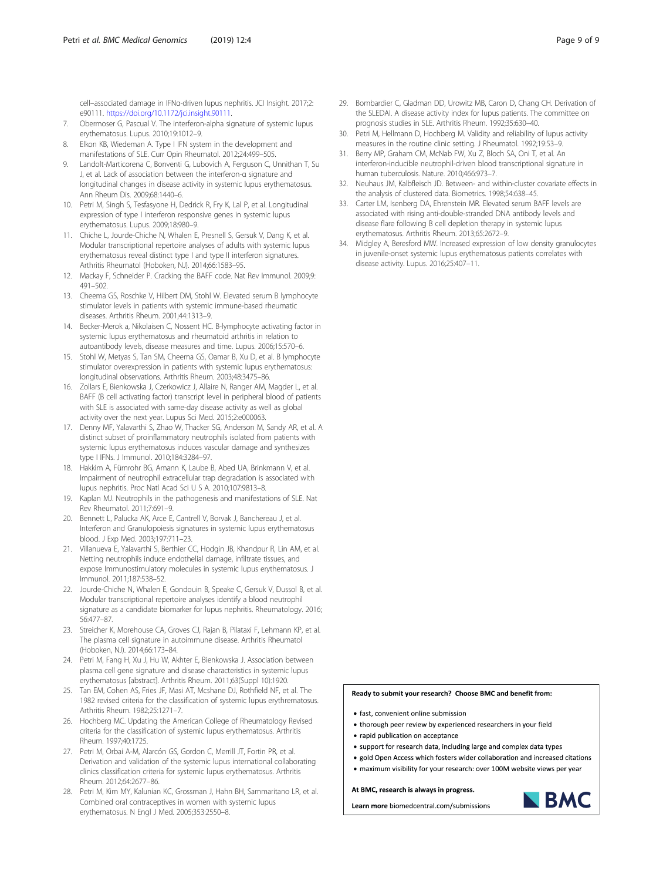cell–associated damage in IFNα-driven lupus nephritis. JCI Insight. 2017;2:e90111. https://doi.org/10.1172/jci.insight.90111.

7. Obermoser G, Pascual V. The interferon-alpha signature of systemic lupus erythematosus. Lupus. 2010;19:1012–9.
8. Elkon KB, Wiedeman A. Type I IFN system in the development and manifestations of SLE. Curr Opin Rheumatol. 2012;24:499–505.
9. Landolt-Marticorena C, Bonventi G, Lubovich A, Ferguson C, Unnithan T, Su J, et al. Lack of association between the interferon-α signature and longitudinal changes in disease activity in systemic lupus erythematosus. Ann Rheum Dis. 2009;68:1440–6.
10. Petri M, Singh S, Tesfasyone H, Dedrick R, Fry K, Lal P, et al. Longitudinal expression of type I interferon responsive genes in systemic lupus erythematosus. Lupus. 2009;18:980–9.
11. Chiche L, Jourde-Chiche N, Whalen E, Presnell S, Gersuk V, Dang K, et al. Modular transcriptional repertoire analyses of adults with systemic lupus erythematosus reveal distinct type I and type II interferon signatures. Arthritis Rheumatol (Hoboken, NJ). 2014;66:1583–95.
12. Mackay F, Schneider P. Cracking the BAFF code. Nat Rev Immunol. 2009;9:491–502.
13. Cheema GS, Roschke V, Hilbert DM, Stohl W. Elevated serum B lymphocyte stimulator levels in patients with systemic immune-based rheumatic diseases. Arthritis Rheum. 2001;44:1313–9.
14. Becker-Merok a, Nikolaisen C, Nossent HC. B-lymphocyte activating factor in systemic lupus erythematosus and rheumatoid arthritis in relation to autoantibody levels, disease measures and time. Lupus. 2006;15:570–6.
15. Stohl W, Metyas S, Tan SM, Cheema GS, Oamar B, Xu D, et al. B lymphocyte stimulator overexpression in patients with systemic lupus erythematosus: longitudinal observations. Arthritis Rheum. 2003;48:3475–86.
16. Zollars E, Bienkowska J, Czerkowicz J, Allaire N, Ranger AM, Magder L, et al. BAFF (B cell activating factor) transcript level in peripheral blood of patients with SLE is associated with same-day disease activity as well as global activity over the next year. Lupus Sci Med. 2015;2:e000063.
17. Denny MF, Yalavarthi S, Zhao W, Thacker SG, Anderson M, Sandy AR, et al. A distinct subset of proinflammatory neutrophils isolated from patients with systemic lupus erythematosus induces vascular damage and synthesizes type I IFNs. J Immunol. 2010;184:3284–97.
18. Hakkim A, Fürnrohr BG, Amann K, Laube B, Abed UA, Brinkmann V, et al. Impairment of neutrophil extracellular trap degradation is associated with lupus nephritis. Proc Natl Acad Sci U S A. 2010;107:9813–8.
19. Kaplan MJ. Neutrophils in the pathogenesis and manifestations of SLE. Nat Rev Rheumatol. 2011;7:691–9.
20. Bennett L, Palucka AK, Arce E, Cantrell V, Borvak J, Banchereau J, et al. Interferon and Granulopoiesis signatures in systemic lupus erythematosus blood. J Exp Med. 2003;197:711–23.
21. Villanueva E, Yalavarthi S, Berthier CC, Hodgin JB, Khandpur R, Lin AM, et al. Netting neutrophils induce endothelial damage, infiltrate tissues, and expose Immunostimulatory molecules in systemic lupus erythematosus. J Immunol. 2011;187:538–52.
22. Jourde-Chiche N, Whalen E, Gondouin B, Speake C, Gersuk V, Dussol B, et al. Modular transcriptional repertoire analyses identify a blood neutrophil signature as a candidate biomarker for lupus nephritis. Rheumatology. 2016;56:477–87.
23. Streicher K, Morehouse CA, Groves CJ, Rajan B, Pilataxi F, Lehmann KP, et al. The plasma cell signature in autoimmune disease. Arthritis Rheumatol (Hoboken, NJ). 2014;66:173–84.
24. Petri M, Fang H, Xu J, Hu W, Akhter E, Bienkowska J. Association between plasma cell gene signature and disease characteristics in systemic lupus erythematosus [abstract]. Arthritis Rheum. 2011;63(Suppl 10):1920.
25. Tan EM, Cohen AS, Fries JF, Masi AT, Mcshane DJ, Rothfield NF, et al. The 1982 revised criteria for the classification of systemic lupus erythromatosus. Arthritis Rheum. 1982;25:1271–7.
26. Hochberg MC. Updating the American College of Rheumatology Revised criteria for the classification of systemic lupus erythematosus. Arthritis Rheum. 1997;40:1725.
27. Petri M, Orbai A-M, Alarcón GS, Gordon C, Merrill JT, Fortin PR, et al. Derivation and validation of the systemic lupus international collaborating clinics classification criteria for systemic lupus erythematosus. Arthritis Rheum. 2012;64:2677–86.
28. Petri M, Kim MY, Kalunian KC, Grossman J, Hahn BH, Sammaritano LR, et al. Combined oral contraceptives in women with systemic lupus erythematosus. N Engl J Med. 2005;353:2550–8.
29. Bombardier C, Gladman DD, Urowitz MB, Caron D, Chang CH. Derivation of the SLEDAI. A disease activity index for lupus patients. The committee on prognosis studies in SLE. Arthritis Rheum. 1992;35:630–40.
30. Petri M, Hellmann D, Hochberg M. Validity and reliability of lupus activity measures in the routine clinic setting. J Rheumatol. 1992;19:53–9.
31. Berry MP, Graham CM, McNab FW, Xu Z, Bloch SA, Oni T, et al. An interferon-inducible neutrophil-driven blood transcriptional signature in human tuberculosis. Nature. 2010;466:973–7.
32. Neuhaus JM, Kalbfleisch JD. Between- and within-cluster covariate effects in the analysis of clustered data. Biometrics. 1998;54:638–45.
33. Carter LM, Isenberg DA, Ehrenstein MR. Elevated serum BAFF levels are associated with rising anti-double-stranded DNA antibody levels and disease flare following B cell depletion therapy in systemic lupus erythematosus. Arthritis Rheum. 2013;65:2672–9.
34. Midgley A, Beresford MW. Increased expression of low density granulocytes in juvenile-onset systemic lupus erythematosus patients correlates with disease activity. Lupus. 2016;25:407–11.

**Ready to submit your research? Choose BMC and benefit from:**

- fast, convenient online submission
- thorough peer review by experienced researchers in your field
- rapid publication on acceptance
- support for research data, including large and complex data types
- gold Open Access which fosters wider collaboration and increased citations
- maximum visibility for your research: over 100M website views per year

**At BMC, research is always in progress.**

**Learn more** biomedcentral.com/submissions